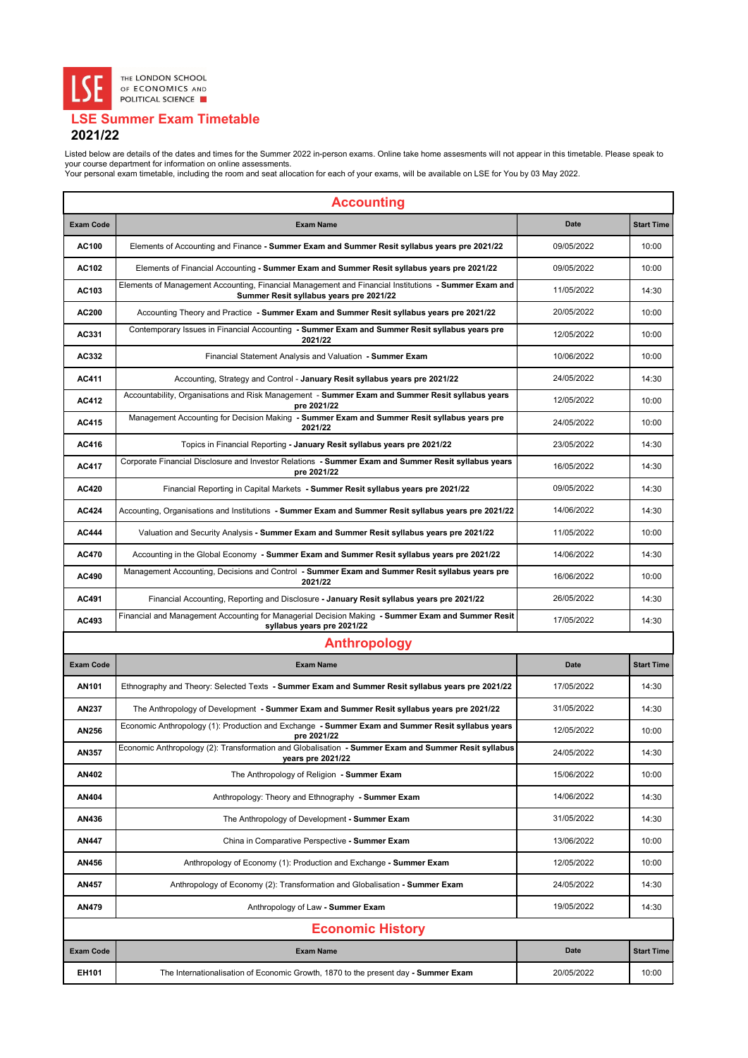THE LONDON SCHOOL OF ECONOMICS AND POLITICAL SCIENCE

# LSE Summer Exam Timetable
## 2021/22

Listed below are details of the dates and times for the Summer 2022 in-person exams. Online take home assesments will not appear in this timetable. Please speak to your course department for information on online assessments.
Your personal exam timetable, including the room and seat allocation for each of your exams, will be available on LSE for You by 03 May 2022.

## Accounting

| Exam Code | Exam Name | Date | Start Time |
|---|---|---|---|
| AC100 | Elements of Accounting and Finance **- Summer Exam and Summer Resit syllabus years pre 2021/22** | 09/05/2022 | 10:00 |
| AC102 | Elements of Financial Accounting **- Summer Exam and Summer Resit syllabus years pre 2021/22** | 09/05/2022 | 10:00 |
| AC103 | Elements of Management Accounting, Financial Management and Financial Institutions **- Summer Exam and Summer Resit syllabus years pre 2021/22** | 11/05/2022 | 14:30 |
| AC200 | Accounting Theory and Practice **- Summer Exam and Summer Resit syllabus years pre 2021/22** | 20/05/2022 | 10:00 |
| AC331 | Contemporary Issues in Financial Accounting **- Summer Exam and Summer Resit syllabus years pre 2021/22** | 12/05/2022 | 10:00 |
| AC332 | Financial Statement Analysis and Valuation **- Summer Exam** | 10/06/2022 | 10:00 |
| AC411 | Accounting, Strategy and Control - **January Resit syllabus years pre 2021/22** | 24/05/2022 | 14:30 |
| AC412 | Accountability, Organisations and Risk Management **- Summer Exam and Summer Resit syllabus years pre 2021/22** | 12/05/2022 | 10:00 |
| AC415 | Management Accounting for Decision Making **- Summer Exam and Summer Resit syllabus years pre 2021/22** | 24/05/2022 | 10:00 |
| AC416 | Topics in Financial Reporting **- January Resit syllabus years pre 2021/22** | 23/05/2022 | 14:30 |
| AC417 | Corporate Financial Disclosure and Investor Relations **- Summer Exam and Summer Resit syllabus years pre 2021/22** | 16/05/2022 | 14:30 |
| AC420 | Financial Reporting in Capital Markets **- Summer Resit syllabus years pre 2021/22** | 09/05/2022 | 14:30 |
| AC424 | Accounting, Organisations and Institutions **- Summer Exam and Summer Resit syllabus years pre 2021/22** | 14/06/2022 | 14:30 |
| AC444 | Valuation and Security Analysis **- Summer Exam and Summer Resit syllabus years pre 2021/22** | 11/05/2022 | 10:00 |
| AC470 | Accounting in the Global Economy **- Summer Exam and Summer Resit syllabus years pre 2021/22** | 14/06/2022 | 14:30 |
| AC490 | Management Accounting, Decisions and Control **- Summer Exam and Summer Resit syllabus years pre 2021/22** | 16/06/2022 | 10:00 |
| AC491 | Financial Accounting, Reporting and Disclosure **- January Resit syllabus years pre 2021/22** | 26/05/2022 | 14:30 |
| AC493 | Financial and Management Accounting for Managerial Decision Making **- Summer Exam and Summer Resit syllabus years pre 2021/22** | 17/05/2022 | 14:30 |

## Anthropology

| Exam Code | Exam Name | Date | Start Time |
|---|---|---|---|
| AN101 | Ethnography and Theory: Selected Texts **- Summer Exam and Summer Resit syllabus years pre 2021/22** | 17/05/2022 | 14:30 |
| AN237 | The Anthropology of Development **- Summer Exam and Summer Resit syllabus years pre 2021/22** | 31/05/2022 | 14:30 |
| AN256 | Economic Anthropology (1): Production and Exchange **- Summer Exam and Summer Resit syllabus years pre 2021/22** | 12/05/2022 | 10:00 |
| AN357 | Economic Anthropology (2): Transformation and Globalisation **- Summer Exam and Summer Resit syllabus years pre 2021/22** | 24/05/2022 | 14:30 |
| AN402 | The Anthropology of Religion **- Summer Exam** | 15/06/2022 | 10:00 |
| AN404 | Anthropology: Theory and Ethnography **- Summer Exam** | 14/06/2022 | 14:30 |
| AN436 | The Anthropology of Development **- Summer Exam** | 31/05/2022 | 14:30 |
| AN447 | China in Comparative Perspective **- Summer Exam** | 13/06/2022 | 10:00 |
| AN456 | Anthropology of Economy (1): Production and Exchange **- Summer Exam** | 12/05/2022 | 10:00 |
| AN457 | Anthropology of Economy (2): Transformation and Globalisation **- Summer Exam** | 24/05/2022 | 14:30 |
| AN479 | Anthropology of Law **- Summer Exam** | 19/05/2022 | 14:30 |

## Economic History

| Exam Code | Exam Name | Date | Start Time |
|---|---|---|---|
| EH101 | The Internationalisation of Economic Growth, 1870 to the present day **- Summer Exam** | 20/05/2022 | 10:00 |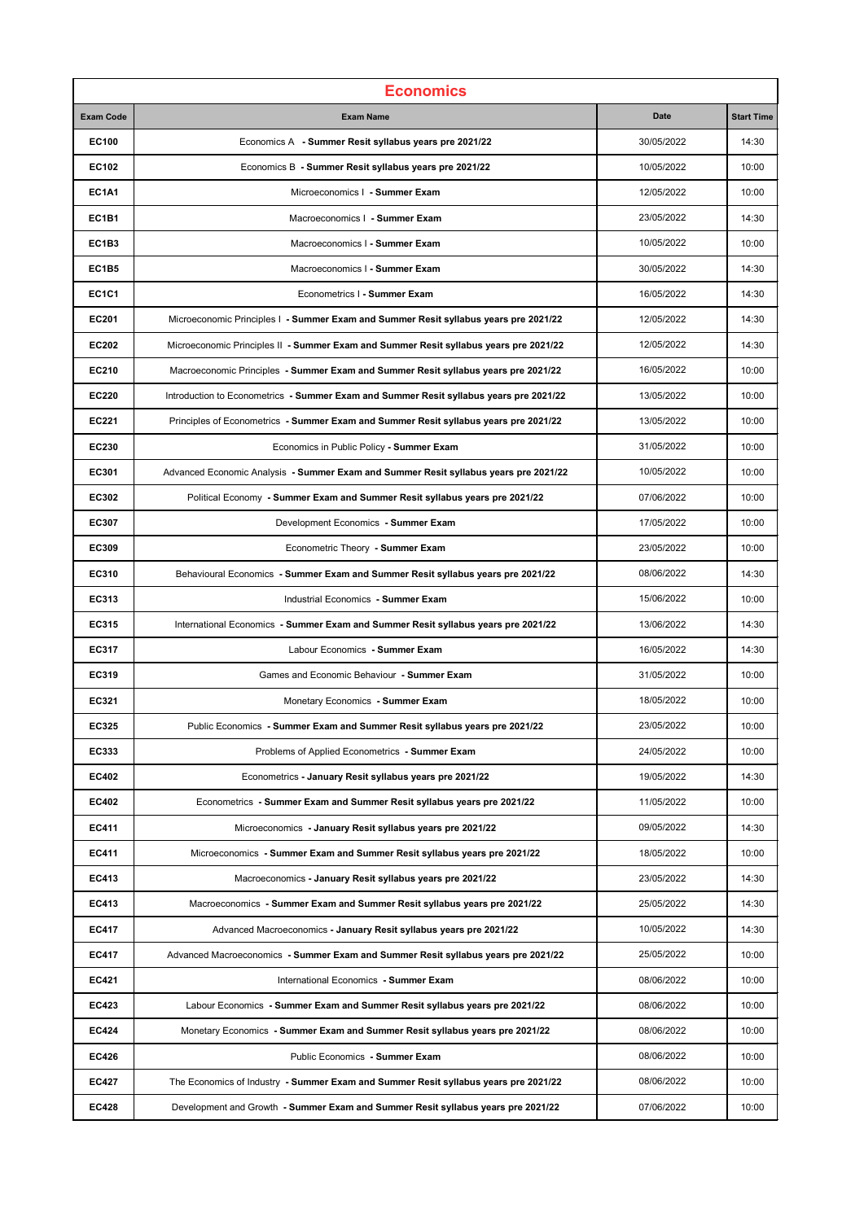| Economics | | | |
|---|---|---|---|
| **Exam Code** | **Exam Name** | **Date** | **Start Time** |
| **EC100** | Economics A **- Summer Resit syllabus years pre 2021/22** | 30/05/2022 | 14:30 |
| **EC102** | Economics B **- Summer Resit syllabus years pre 2021/22** | 10/05/2022 | 10:00 |
| **EC1A1** | Microeconomics I **- Summer Exam** | 12/05/2022 | 10:00 |
| **EC1B1** | Macroeconomics I **- Summer Exam** | 23/05/2022 | 14:30 |
| **EC1B3** | Macroeconomics I **- Summer Exam** | 10/05/2022 | 10:00 |
| **EC1B5** | Macroeconomics I **- Summer Exam** | 30/05/2022 | 14:30 |
| **EC1C1** | Econometrics I **- Summer Exam** | 16/05/2022 | 14:30 |
| **EC201** | Microeconomic Principles I **- Summer Exam and Summer Resit syllabus years pre 2021/22** | 12/05/2022 | 14:30 |
| **EC202** | Microeconomic Principles II **- Summer Exam and Summer Resit syllabus years pre 2021/22** | 12/05/2022 | 14:30 |
| **EC210** | Macroeconomic Principles **- Summer Exam and Summer Resit syllabus years pre 2021/22** | 16/05/2022 | 10:00 |
| **EC220** | Introduction to Econometrics **- Summer Exam and Summer Resit syllabus years pre 2021/22** | 13/05/2022 | 10:00 |
| **EC221** | Principles of Econometrics **- Summer Exam and Summer Resit syllabus years pre 2021/22** | 13/05/2022 | 10:00 |
| **EC230** | Economics in Public Policy **- Summer Exam** | 31/05/2022 | 10:00 |
| **EC301** | Advanced Economic Analysis **- Summer Exam and Summer Resit syllabus years pre 2021/22** | 10/05/2022 | 10:00 |
| **EC302** | Political Economy **- Summer Exam and Summer Resit syllabus years pre 2021/22** | 07/06/2022 | 10:00 |
| **EC307** | Development Economics **- Summer Exam** | 17/05/2022 | 10:00 |
| **EC309** | Econometric Theory **- Summer Exam** | 23/05/2022 | 10:00 |
| **EC310** | Behavioural Economics **- Summer Exam and Summer Resit syllabus years pre 2021/22** | 08/06/2022 | 14:30 |
| **EC313** | Industrial Economics **- Summer Exam** | 15/06/2022 | 10:00 |
| **EC315** | International Economics **- Summer Exam and Summer Resit syllabus years pre 2021/22** | 13/06/2022 | 14:30 |
| **EC317** | Labour Economics **- Summer Exam** | 16/05/2022 | 14:30 |
| **EC319** | Games and Economic Behaviour **- Summer Exam** | 31/05/2022 | 10:00 |
| **EC321** | Monetary Economics **- Summer Exam** | 18/05/2022 | 10:00 |
| **EC325** | Public Economics **- Summer Exam and Summer Resit syllabus years pre 2021/22** | 23/05/2022 | 10:00 |
| **EC333** | Problems of Applied Econometrics **- Summer Exam** | 24/05/2022 | 10:00 |
| **EC402** | Econometrics **- January Resit syllabus years pre 2021/22** | 19/05/2022 | 14:30 |
| **EC402** | Econometrics **- Summer Exam and Summer Resit syllabus years pre 2021/22** | 11/05/2022 | 10:00 |
| **EC411** | Microeconomics **- January Resit syllabus years pre 2021/22** | 09/05/2022 | 14:30 |
| **EC411** | Microeconomics **- Summer Exam and Summer Resit syllabus years pre 2021/22** | 18/05/2022 | 10:00 |
| **EC413** | Macroeconomics **- January Resit syllabus years pre 2021/22** | 23/05/2022 | 14:30 |
| **EC413** | Macroeconomics **- Summer Exam and Summer Resit syllabus years pre 2021/22** | 25/05/2022 | 14:30 |
| **EC417** | Advanced Macroeconomics **- January Resit syllabus years pre 2021/22** | 10/05/2022 | 14:30 |
| **EC417** | Advanced Macroeconomics **- Summer Exam and Summer Resit syllabus years pre 2021/22** | 25/05/2022 | 10:00 |
| **EC421** | International Economics **- Summer Exam** | 08/06/2022 | 10:00 |
| **EC423** | Labour Economics **- Summer Exam and Summer Resit syllabus years pre 2021/22** | 08/06/2022 | 10:00 |
| **EC424** | Monetary Economics **- Summer Exam and Summer Resit syllabus years pre 2021/22** | 08/06/2022 | 10:00 |
| **EC426** | Public Economics **- Summer Exam** | 08/06/2022 | 10:00 |
| **EC427** | The Economics of Industry **- Summer Exam and Summer Resit syllabus years pre 2021/22** | 08/06/2022 | 10:00 |
| **EC428** | Development and Growth **- Summer Exam and Summer Resit syllabus years pre 2021/22** | 07/06/2022 | 10:00 |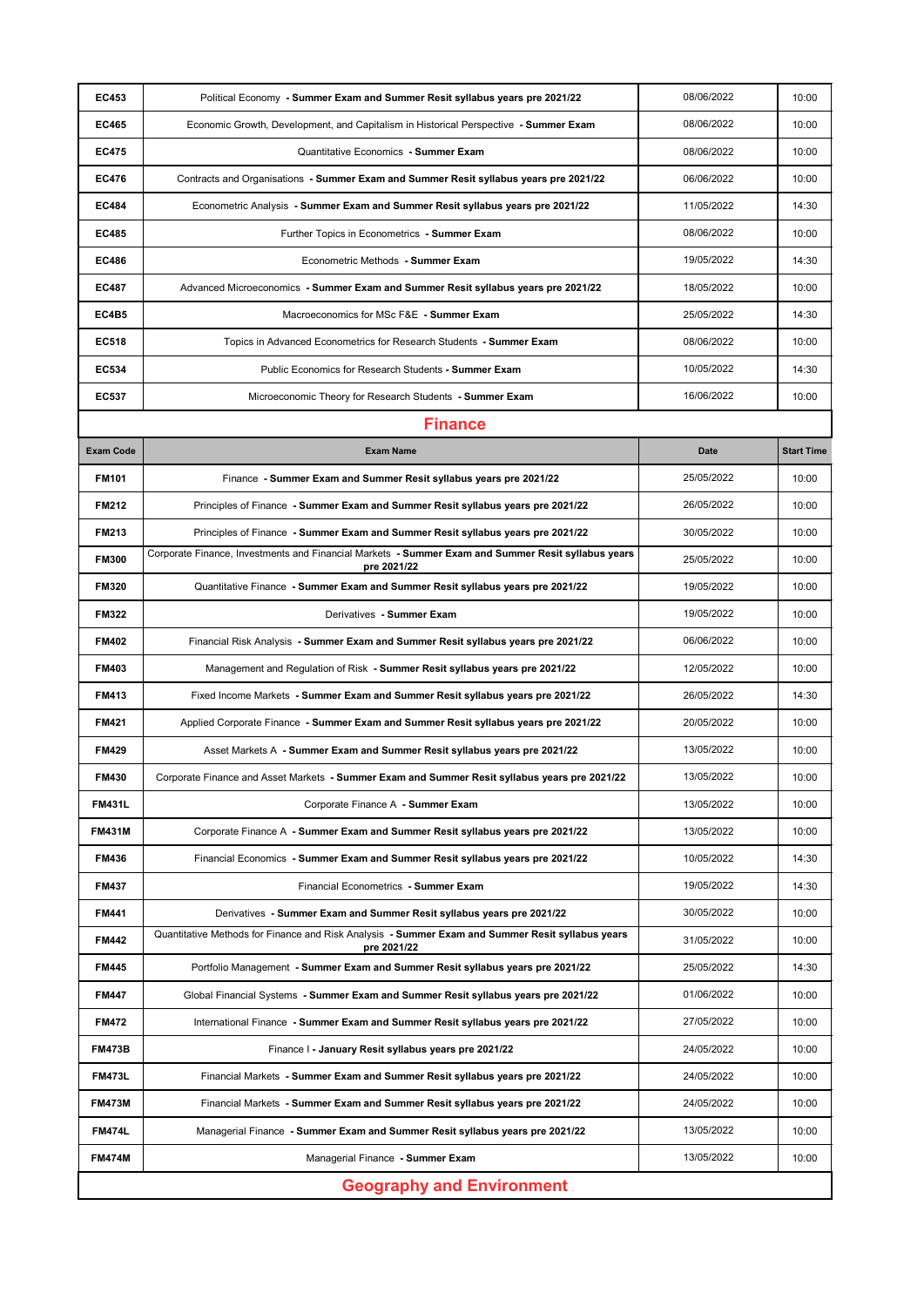| | | | |
|---|---|---|---|
| **EC453** | Political Economy **- Summer Exam and Summer Resit syllabus years pre 2021/22** | 08/06/2022 | 10:00 |
| **EC465** | Economic Growth, Development, and Capitalism in Historical Perspective **- Summer Exam** | 08/06/2022 | 10:00 |
| **EC475** | Quantitative Economics **- Summer Exam** | 08/06/2022 | 10:00 |
| **EC476** | Contracts and Organisations **- Summer Exam and Summer Resit syllabus years pre 2021/22** | 06/06/2022 | 10:00 |
| **EC484** | Econometric Analysis **- Summer Exam and Summer Resit syllabus years pre 2021/22** | 11/05/2022 | 14:30 |
| **EC485** | Further Topics in Econometrics **- Summer Exam** | 08/06/2022 | 10:00 |
| **EC486** | Econometric Methods **- Summer Exam** | 19/05/2022 | 14:30 |
| **EC487** | Advanced Microeconomics **- Summer Exam and Summer Resit syllabus years pre 2021/22** | 18/05/2022 | 10:00 |
| **EC4B5** | Macroeconomics for MSc F&E **- Summer Exam** | 25/05/2022 | 14:30 |
| **EC518** | Topics in Advanced Econometrics for Research Students **- Summer Exam** | 08/06/2022 | 10:00 |
| **EC534** | Public Economics for Research Students **- Summer Exam** | 10/05/2022 | 14:30 |
| **EC537** | Microeconomic Theory for Research Students **- Summer Exam** | 16/06/2022 | 10:00 |

## Finance

| Exam Code | Exam Name | Date | Start Time |
|---|---|---|---|
| **FM101** | Finance **- Summer Exam and Summer Resit syllabus years pre 2021/22** | 25/05/2022 | 10:00 |
| **FM212** | Principles of Finance **- Summer Exam and Summer Resit syllabus years pre 2021/22** | 26/05/2022 | 10:00 |
| **FM213** | Principles of Finance **- Summer Exam and Summer Resit syllabus years pre 2021/22** | 30/05/2022 | 10:00 |
| **FM300** | Corporate Finance, Investments and Financial Markets **- Summer Exam and Summer Resit syllabus years pre 2021/22** | 25/05/2022 | 10:00 |
| **FM320** | Quantitative Finance **- Summer Exam and Summer Resit syllabus years pre 2021/22** | 19/05/2022 | 10:00 |
| **FM322** | Derivatives **- Summer Exam** | 19/05/2022 | 10:00 |
| **FM402** | Financial Risk Analysis **- Summer Exam and Summer Resit syllabus years pre 2021/22** | 06/06/2022 | 10:00 |
| **FM403** | Management and Regulation of Risk **- Summer Resit syllabus years pre 2021/22** | 12/05/2022 | 10:00 |
| **FM413** | Fixed Income Markets **- Summer Exam and Summer Resit syllabus years pre 2021/22** | 26/05/2022 | 14:30 |
| **FM421** | Applied Corporate Finance **- Summer Exam and Summer Resit syllabus years pre 2021/22** | 20/05/2022 | 10:00 |
| **FM429** | Asset Markets A **- Summer Exam and Summer Resit syllabus years pre 2021/22** | 13/05/2022 | 10:00 |
| **FM430** | Corporate Finance and Asset Markets **- Summer Exam and Summer Resit syllabus years pre 2021/22** | 13/05/2022 | 10:00 |
| **FM431L** | Corporate Finance A **- Summer Exam** | 13/05/2022 | 10:00 |
| **FM431M** | Corporate Finance A **- Summer Exam and Summer Resit syllabus years pre 2021/22** | 13/05/2022 | 10:00 |
| **FM436** | Financial Economics **- Summer Exam and Summer Resit syllabus years pre 2021/22** | 10/05/2022 | 14:30 |
| **FM437** | Financial Econometrics **- Summer Exam** | 19/05/2022 | 14:30 |
| **FM441** | Derivatives **- Summer Exam and Summer Resit syllabus years pre 2021/22** | 30/05/2022 | 10:00 |
| **FM442** | Quantitative Methods for Finance and Risk Analysis **- Summer Exam and Summer Resit syllabus years pre 2021/22** | 31/05/2022 | 10:00 |
| **FM445** | Portfolio Management **- Summer Exam and Summer Resit syllabus years pre 2021/22** | 25/05/2022 | 14:30 |
| **FM447** | Global Financial Systems **- Summer Exam and Summer Resit syllabus years pre 2021/22** | 01/06/2022 | 10:00 |
| **FM472** | International Finance **- Summer Exam and Summer Resit syllabus years pre 2021/22** | 27/05/2022 | 10:00 |
| **FM473B** | Finance I **- January Resit syllabus years pre 2021/22** | 24/05/2022 | 10:00 |
| **FM473L** | Financial Markets **- Summer Exam and Summer Resit syllabus years pre 2021/22** | 24/05/2022 | 10:00 |
| **FM473M** | Financial Markets **- Summer Exam and Summer Resit syllabus years pre 2021/22** | 24/05/2022 | 10:00 |
| **FM474L** | Managerial Finance **- Summer Exam and Summer Resit syllabus years pre 2021/22** | 13/05/2022 | 10:00 |
| **FM474M** | Managerial Finance **- Summer Exam** | 13/05/2022 | 10:00 |

## Geography and Environment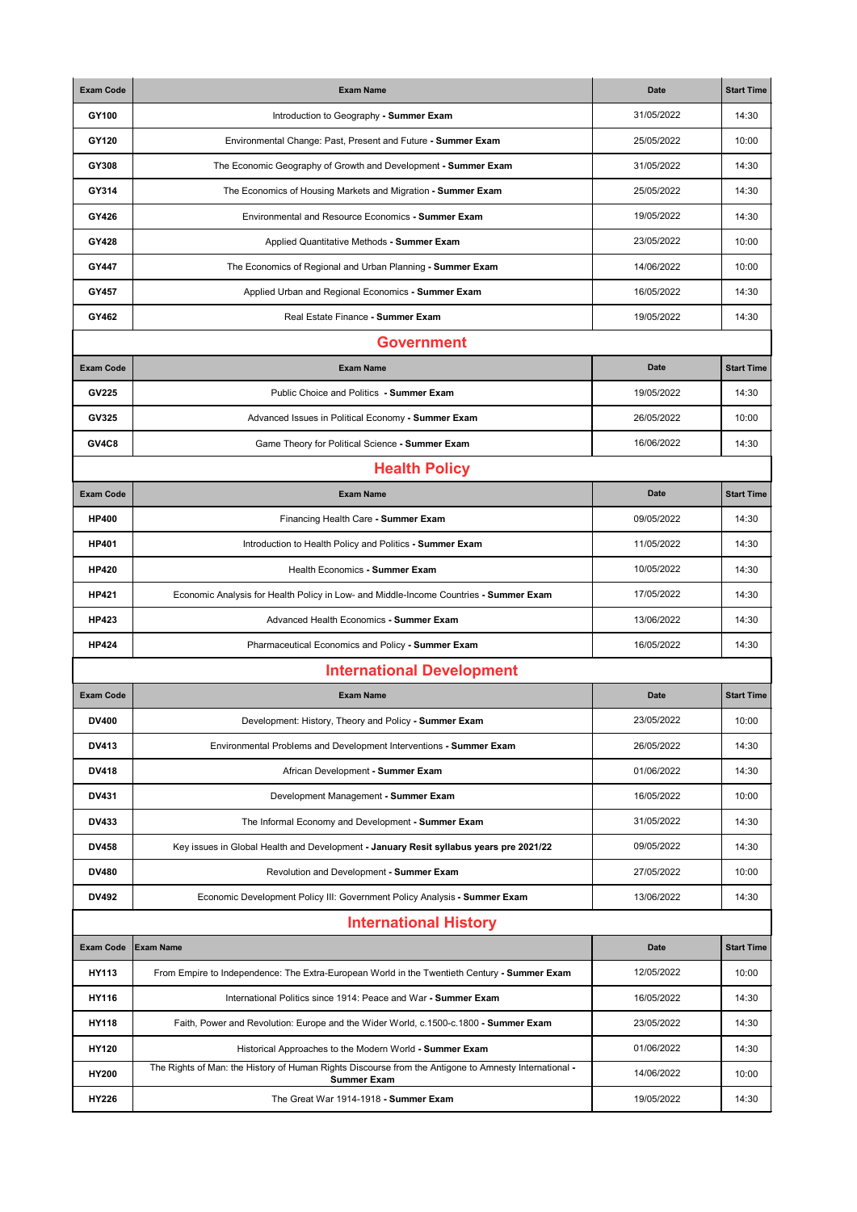| Exam Code | Exam Name | Date | Start Time |
|---|---|---|---|
| **GY100** | Introduction to Geography **- Summer Exam** | 31/05/2022 | 14:30 |
| **GY120** | Environmental Change: Past, Present and Future **- Summer Exam** | 25/05/2022 | 10:00 |
| **GY308** | The Economic Geography of Growth and Development **- Summer Exam** | 31/05/2022 | 14:30 |
| **GY314** | The Economics of Housing Markets and Migration **- Summer Exam** | 25/05/2022 | 14:30 |
| **GY426** | Environmental and Resource Economics **- Summer Exam** | 19/05/2022 | 14:30 |
| **GY428** | Applied Quantitative Methods **- Summer Exam** | 23/05/2022 | 10:00 |
| **GY447** | The Economics of Regional and Urban Planning **- Summer Exam** | 14/06/2022 | 10:00 |
| **GY457** | Applied Urban and Regional Economics **- Summer Exam** | 16/05/2022 | 14:30 |
| **GY462** | Real Estate Finance **- Summer Exam** | 19/05/2022 | 14:30 |

## Government

| Exam Code | Exam Name | Date | Start Time |
|---|---|---|---|
| **GV225** | Public Choice and Politics **- Summer Exam** | 19/05/2022 | 14:30 |
| **GV325** | Advanced Issues in Political Economy **- Summer Exam** | 26/05/2022 | 10:00 |
| **GV4C8** | Game Theory for Political Science **- Summer Exam** | 16/06/2022 | 14:30 |

## Health Policy

| Exam Code | Exam Name | Date | Start Time |
|---|---|---|---|
| **HP400** | Financing Health Care **- Summer Exam** | 09/05/2022 | 14:30 |
| **HP401** | Introduction to Health Policy and Politics **- Summer Exam** | 11/05/2022 | 14:30 |
| **HP420** | Health Economics **- Summer Exam** | 10/05/2022 | 14:30 |
| **HP421** | Economic Analysis for Health Policy in Low- and Middle-Income Countries **- Summer Exam** | 17/05/2022 | 14:30 |
| **HP423** | Advanced Health Economics **- Summer Exam** | 13/06/2022 | 14:30 |
| **HP424** | Pharmaceutical Economics and Policy **- Summer Exam** | 16/05/2022 | 14:30 |

## International Development

| Exam Code | Exam Name | Date | Start Time |
|---|---|---|---|
| **DV400** | Development: History, Theory and Policy **- Summer Exam** | 23/05/2022 | 10:00 |
| **DV413** | Environmental Problems and Development Interventions **- Summer Exam** | 26/05/2022 | 14:30 |
| **DV418** | African Development **- Summer Exam** | 01/06/2022 | 14:30 |
| **DV431** | Development Management **- Summer Exam** | 16/05/2022 | 10:00 |
| **DV433** | The Informal Economy and Development **- Summer Exam** | 31/05/2022 | 14:30 |
| **DV458** | Key issues in Global Health and Development **- January Resit syllabus years pre 2021/22** | 09/05/2022 | 14:30 |
| **DV480** | Revolution and Development **- Summer Exam** | 27/05/2022 | 10:00 |
| **DV492** | Economic Development Policy III: Government Policy Analysis **- Summer Exam** | 13/06/2022 | 14:30 |

## International History

| Exam Code | Exam Name | Date | Start Time |
|---|---|---|---|
| **HY113** | From Empire to Independence: The Extra-European World in the Twentieth Century **- Summer Exam** | 12/05/2022 | 10:00 |
| **HY116** | International Politics since 1914: Peace and War **- Summer Exam** | 16/05/2022 | 14:30 |
| **HY118** | Faith, Power and Revolution: Europe and the Wider World, c.1500-c.1800 **- Summer Exam** | 23/05/2022 | 14:30 |
| **HY120** | Historical Approaches to the Modern World **- Summer Exam** | 01/06/2022 | 14:30 |
| **HY200** | The Rights of Man: the History of Human Rights Discourse from the Antigone to Amnesty International **- Summer Exam** | 14/06/2022 | 10:00 |
| **HY226** | The Great War 1914-1918 **- Summer Exam** | 19/05/2022 | 14:30 |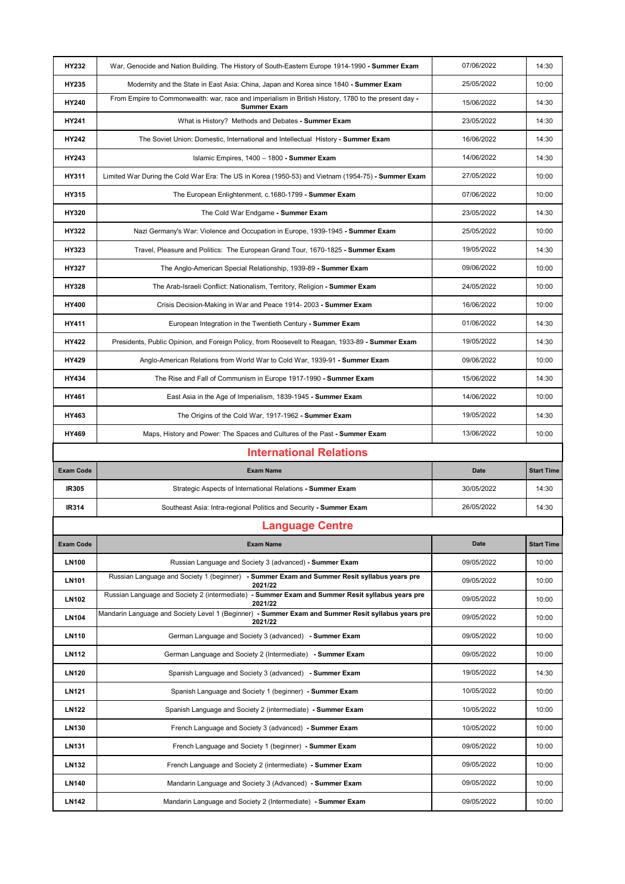| Exam Code | Exam Name | Date | Start Time |
|---|---|---|---|
| **HY232** | War, Genocide and Nation Building. The History of South-Eastern Europe 1914-1990 **- Summer Exam** | 07/06/2022 | 14:30 |
| **HY235** | Modernity and the State in East Asia: China, Japan and Korea since 1840 **- Summer Exam** | 25/05/2022 | 10:00 |
| **HY240** | From Empire to Commonwealth: war, race and imperialism in British History, 1780 to the present day **- Summer Exam** | 15/06/2022 | 14:30 |
| **HY241** | What is History? Methods and Debates **- Summer Exam** | 23/05/2022 | 14:30 |
| **HY242** | The Soviet Union: Domestic, International and Intellectual History **- Summer Exam** | 16/06/2022 | 14:30 |
| **HY243** | Islamic Empires, 1400 – 1800 **- Summer Exam** | 14/06/2022 | 14:30 |
| **HY311** | Limited War During the Cold War Era: The US in Korea (1950-53) and Vietnam (1954-75) **- Summer Exam** | 27/05/2022 | 10:00 |
| **HY315** | The European Enlightenment, c.1680-1799 **- Summer Exam** | 07/06/2022 | 10:00 |
| **HY320** | The Cold War Endgame **- Summer Exam** | 23/05/2022 | 14:30 |
| **HY322** | Nazi Germany's War: Violence and Occupation in Europe, 1939-1945 **- Summer Exam** | 25/05/2022 | 10:00 |
| **HY323** | Travel, Pleasure and Politics: The European Grand Tour, 1670-1825 **- Summer Exam** | 19/05/2022 | 14:30 |
| **HY327** | The Anglo-American Special Relationship, 1939-89 **- Summer Exam** | 09/06/2022 | 10:00 |
| **HY328** | The Arab-Israeli Conflict: Nationalism, Territory, Religion **- Summer Exam** | 24/05/2022 | 10:00 |
| **HY400** | Crisis Decision-Making in War and Peace 1914- 2003 **- Summer Exam** | 16/06/2022 | 10:00 |
| **HY411** | European Integration in the Twentieth Century **- Summer Exam** | 01/06/2022 | 14:30 |
| **HY422** | Presidents, Public Opinion, and Foreign Policy, from Roosevelt to Reagan, 1933-89 **- Summer Exam** | 19/05/2022 | 14:30 |
| **HY429** | Anglo-American Relations from World War to Cold War, 1939-91 **- Summer Exam** | 09/06/2022 | 10:00 |
| **HY434** | The Rise and Fall of Communism in Europe 1917-1990 **- Summer Exam** | 15/06/2022 | 14:30 |
| **HY461** | East Asia in the Age of Imperialism, 1839-1945 **- Summer Exam** | 14/06/2022 | 10:00 |
| **HY463** | The Origins of the Cold War, 1917-1962 **- Summer Exam** | 19/05/2022 | 14:30 |
| **HY469** | Maps, History and Power: The Spaces and Cultures of the Past **- Summer Exam** | 13/06/2022 | 10:00 |

## International Relations

| Exam Code | Exam Name | Date | Start Time |
|---|---|---|---|
| **IR305** | Strategic Aspects of International Relations **- Summer Exam** | 30/05/2022 | 14:30 |
| **IR314** | Southeast Asia: Intra-regional Politics and Security **- Summer Exam** | 26/05/2022 | 14:30 |

## Language Centre

| Exam Code | Exam Name | Date | Start Time |
|---|---|---|---|
| **LN100** | Russian Language and Society 3 (advanced) **- Summer Exam** | 09/05/2022 | 10:00 |
| **LN101** | Russian Language and Society 1 (beginner) **- Summer Exam and Summer Resit syllabus years pre 2021/22** | 09/05/2022 | 10:00 |
| **LN102** | Russian Language and Society 2 (intermediate) **- Summer Exam and Summer Resit syllabus years pre 2021/22** | 09/05/2022 | 10:00 |
| **LN104** | Mandarin Language and Society Level 1 (Beginner) **- Summer Exam and Summer Resit syllabus years pre 2021/22** | 09/05/2022 | 10:00 |
| **LN110** | German Language and Society 3 (advanced) **- Summer Exam** | 09/05/2022 | 10:00 |
| **LN112** | German Language and Society 2 (Intermediate) **- Summer Exam** | 09/05/2022 | 10:00 |
| **LN120** | Spanish Language and Society 3 (advanced) **- Summer Exam** | 19/05/2022 | 14:30 |
| **LN121** | Spanish Language and Society 1 (beginner) **- Summer Exam** | 10/05/2022 | 10:00 |
| **LN122** | Spanish Language and Society 2 (intermediate) **- Summer Exam** | 10/05/2022 | 10:00 |
| **LN130** | French Language and Society 3 (advanced) **- Summer Exam** | 10/05/2022 | 10:00 |
| **LN131** | French Language and Society 1 (beginner) **- Summer Exam** | 09/05/2022 | 10:00 |
| **LN132** | French Language and Society 2 (intermediate) **- Summer Exam** | 09/05/2022 | 10:00 |
| **LN140** | Mandarin Language and Society 3 (Advanced) **- Summer Exam** | 09/05/2022 | 10:00 |
| **LN142** | Mandarin Language and Society 2 (Intermediate) **- Summer Exam** | 09/05/2022 | 10:00 |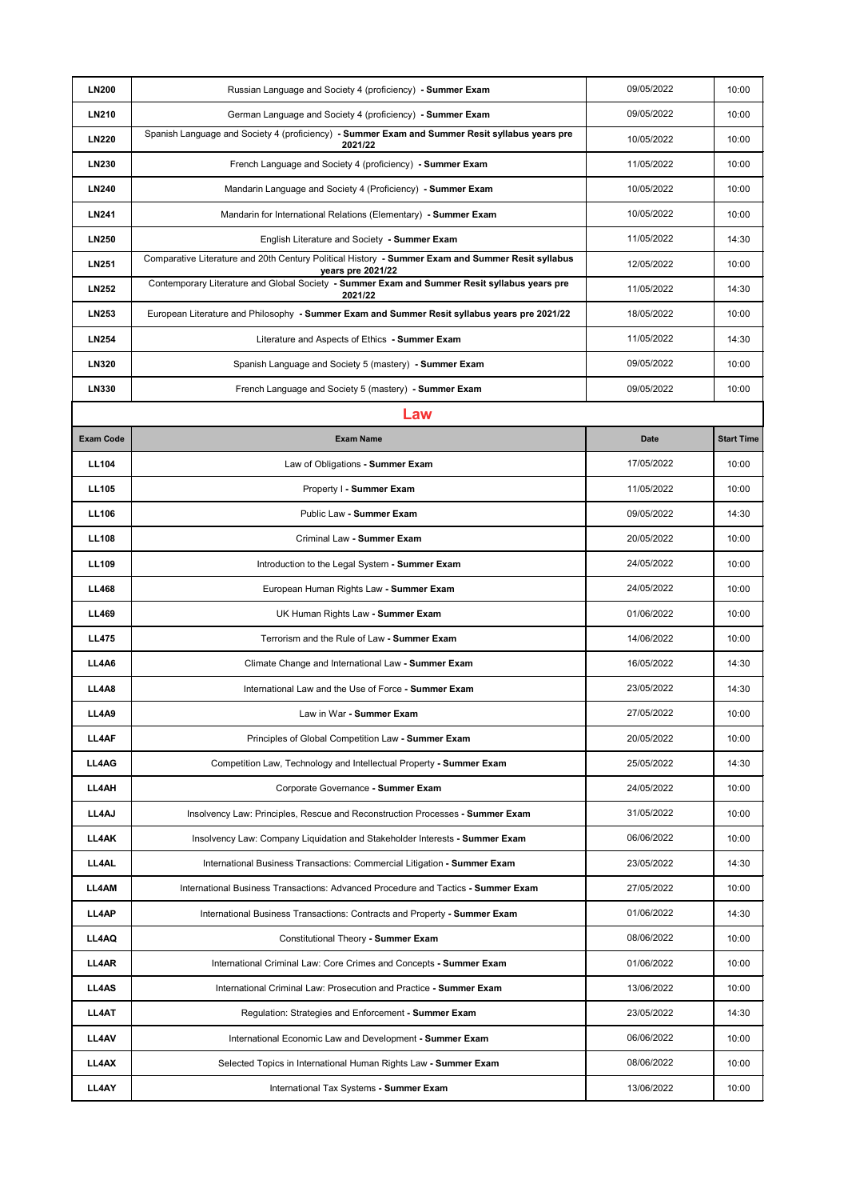| | | | |
|---|---|---|---|
| **LN200** | Russian Language and Society 4 (proficiency) **- Summer Exam** | 09/05/2022 | 10:00 |
| **LN210** | German Language and Society 4 (proficiency) **- Summer Exam** | 09/05/2022 | 10:00 |
| **LN220** | Spanish Language and Society 4 (proficiency) **- Summer Exam and Summer Resit syllabus years pre 2021/22** | 10/05/2022 | 10:00 |
| **LN230** | French Language and Society 4 (proficiency) **- Summer Exam** | 11/05/2022 | 10:00 |
| **LN240** | Mandarin Language and Society 4 (Proficiency) **- Summer Exam** | 10/05/2022 | 10:00 |
| **LN241** | Mandarin for International Relations (Elementary) **- Summer Exam** | 10/05/2022 | 10:00 |
| **LN250** | English Literature and Society **- Summer Exam** | 11/05/2022 | 14:30 |
| **LN251** | Comparative Literature and 20th Century Political History **- Summer Exam and Summer Resit syllabus years pre 2021/22** | 12/05/2022 | 10:00 |
| **LN252** | Contemporary Literature and Global Society **- Summer Exam and Summer Resit syllabus years pre 2021/22** | 11/05/2022 | 14:30 |
| **LN253** | European Literature and Philosophy **- Summer Exam and Summer Resit syllabus years pre 2021/22** | 18/05/2022 | 10:00 |
| **LN254** | Literature and Aspects of Ethics **- Summer Exam** | 11/05/2022 | 14:30 |
| **LN320** | Spanish Language and Society 5 (mastery) **- Summer Exam** | 09/05/2022 | 10:00 |
| **LN330** | French Language and Society 5 (mastery) **- Summer Exam** | 09/05/2022 | 10:00 |

## Law

| Exam Code | Exam Name | Date | Start Time |
|---|---|---|---|
| **LL104** | Law of Obligations **- Summer Exam** | 17/05/2022 | 10:00 |
| **LL105** | Property I **- Summer Exam** | 11/05/2022 | 10:00 |
| **LL106** | Public Law **- Summer Exam** | 09/05/2022 | 14:30 |
| **LL108** | Criminal Law **- Summer Exam** | 20/05/2022 | 10:00 |
| **LL109** | Introduction to the Legal System **- Summer Exam** | 24/05/2022 | 10:00 |
| **LL468** | European Human Rights Law **- Summer Exam** | 24/05/2022 | 10:00 |
| **LL469** | UK Human Rights Law **- Summer Exam** | 01/06/2022 | 10:00 |
| **LL475** | Terrorism and the Rule of Law **- Summer Exam** | 14/06/2022 | 10:00 |
| **LL4A6** | Climate Change and International Law **- Summer Exam** | 16/05/2022 | 14:30 |
| **LL4A8** | International Law and the Use of Force **- Summer Exam** | 23/05/2022 | 14:30 |
| **LL4A9** | Law in War **- Summer Exam** | 27/05/2022 | 10:00 |
| **LL4AF** | Principles of Global Competition Law **- Summer Exam** | 20/05/2022 | 10:00 |
| **LL4AG** | Competition Law, Technology and Intellectual Property **- Summer Exam** | 25/05/2022 | 14:30 |
| **LL4AH** | Corporate Governance **- Summer Exam** | 24/05/2022 | 10:00 |
| **LL4AJ** | Insolvency Law: Principles, Rescue and Reconstruction Processes **- Summer Exam** | 31/05/2022 | 10:00 |
| **LL4AK** | Insolvency Law: Company Liquidation and Stakeholder Interests **- Summer Exam** | 06/06/2022 | 10:00 |
| **LL4AL** | International Business Transactions: Commercial Litigation **- Summer Exam** | 23/05/2022 | 14:30 |
| **LL4AM** | International Business Transactions: Advanced Procedure and Tactics **- Summer Exam** | 27/05/2022 | 10:00 |
| **LL4AP** | International Business Transactions: Contracts and Property **- Summer Exam** | 01/06/2022 | 14:30 |
| **LL4AQ** | Constitutional Theory **- Summer Exam** | 08/06/2022 | 10:00 |
| **LL4AR** | International Criminal Law: Core Crimes and Concepts **- Summer Exam** | 01/06/2022 | 10:00 |
| **LL4AS** | International Criminal Law: Prosecution and Practice **- Summer Exam** | 13/06/2022 | 10:00 |
| **LL4AT** | Regulation: Strategies and Enforcement **- Summer Exam** | 23/05/2022 | 14:30 |
| **LL4AV** | International Economic Law and Development **- Summer Exam** | 06/06/2022 | 10:00 |
| **LL4AX** | Selected Topics in International Human Rights Law **- Summer Exam** | 08/06/2022 | 10:00 |
| **LL4AY** | International Tax Systems **- Summer Exam** | 13/06/2022 | 10:00 |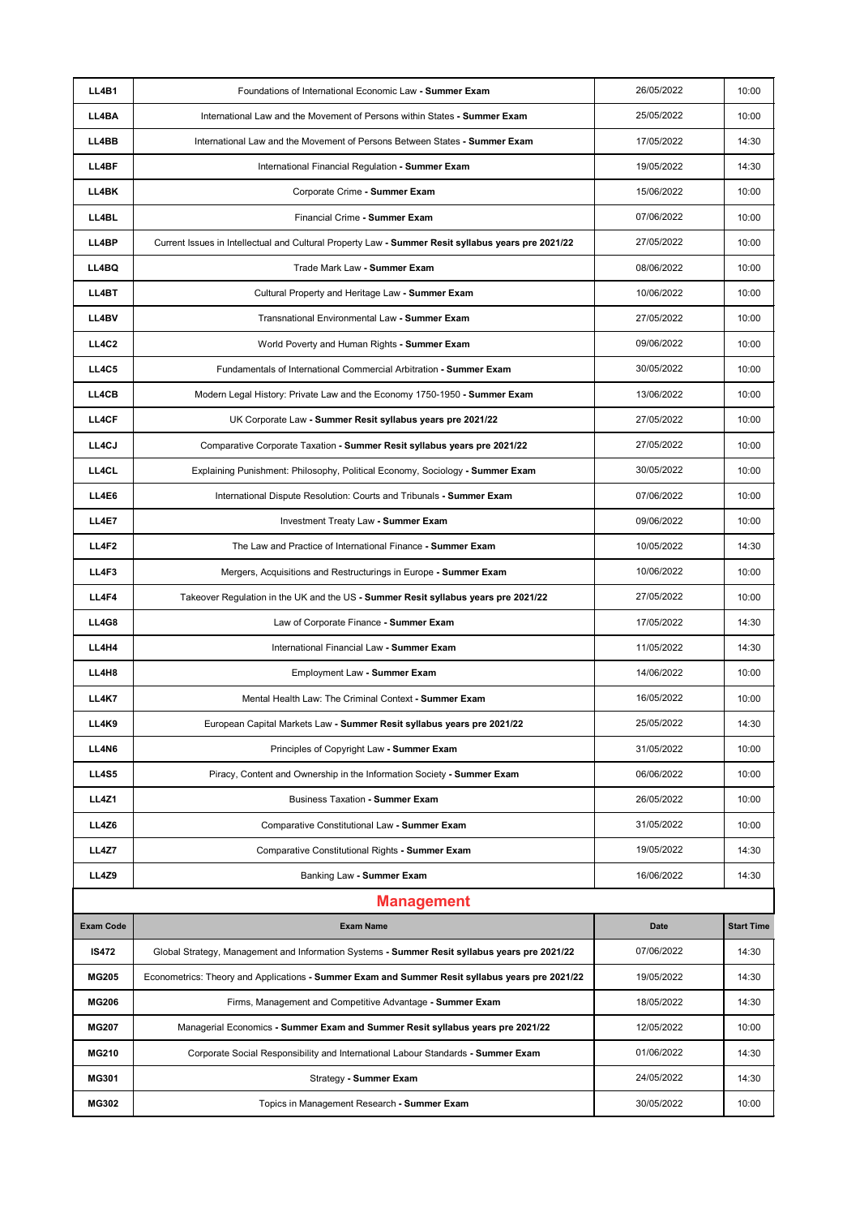| | | | |
|---|---|---|---|
| **LL4B1** | Foundations of International Economic Law **- Summer Exam** | 26/05/2022 | 10:00 |
| **LL4BA** | International Law and the Movement of Persons within States **- Summer Exam** | 25/05/2022 | 10:00 |
| **LL4BB** | International Law and the Movement of Persons Between States **- Summer Exam** | 17/05/2022 | 14:30 |
| **LL4BF** | International Financial Regulation **- Summer Exam** | 19/05/2022 | 14:30 |
| **LL4BK** | Corporate Crime **- Summer Exam** | 15/06/2022 | 10:00 |
| **LL4BL** | Financial Crime **- Summer Exam** | 07/06/2022 | 10:00 |
| **LL4BP** | Current Issues in Intellectual and Cultural Property Law **- Summer Resit syllabus years pre 2021/22** | 27/05/2022 | 10:00 |
| **LL4BQ** | Trade Mark Law **- Summer Exam** | 08/06/2022 | 10:00 |
| **LL4BT** | Cultural Property and Heritage Law **- Summer Exam** | 10/06/2022 | 10:00 |
| **LL4BV** | Transnational Environmental Law **- Summer Exam** | 27/05/2022 | 10:00 |
| **LL4C2** | World Poverty and Human Rights **- Summer Exam** | 09/06/2022 | 10:00 |
| **LL4C5** | Fundamentals of International Commercial Arbitration **- Summer Exam** | 30/05/2022 | 10:00 |
| **LL4CB** | Modern Legal History: Private Law and the Economy 1750-1950 **- Summer Exam** | 13/06/2022 | 10:00 |
| **LL4CF** | UK Corporate Law **- Summer Resit syllabus years pre 2021/22** | 27/05/2022 | 10:00 |
| **LL4CJ** | Comparative Corporate Taxation **- Summer Resit syllabus years pre 2021/22** | 27/05/2022 | 10:00 |
| **LL4CL** | Explaining Punishment: Philosophy, Political Economy, Sociology **- Summer Exam** | 30/05/2022 | 10:00 |
| **LL4E6** | International Dispute Resolution: Courts and Tribunals **- Summer Exam** | 07/06/2022 | 10:00 |
| **LL4E7** | Investment Treaty Law **- Summer Exam** | 09/06/2022 | 10:00 |
| **LL4F2** | The Law and Practice of International Finance **- Summer Exam** | 10/05/2022 | 14:30 |
| **LL4F3** | Mergers, Acquisitions and Restructurings in Europe **- Summer Exam** | 10/06/2022 | 10:00 |
| **LL4F4** | Takeover Regulation in the UK and the US **- Summer Resit syllabus years pre 2021/22** | 27/05/2022 | 10:00 |
| **LL4G8** | Law of Corporate Finance **- Summer Exam** | 17/05/2022 | 14:30 |
| **LL4H4** | International Financial Law **- Summer Exam** | 11/05/2022 | 14:30 |
| **LL4H8** | Employment Law **- Summer Exam** | 14/06/2022 | 10:00 |
| **LL4K7** | Mental Health Law: The Criminal Context **- Summer Exam** | 16/05/2022 | 10:00 |
| **LL4K9** | European Capital Markets Law **- Summer Resit syllabus years pre 2021/22** | 25/05/2022 | 14:30 |
| **LL4N6** | Principles of Copyright Law **- Summer Exam** | 31/05/2022 | 10:00 |
| **LL4S5** | Piracy, Content and Ownership in the Information Society **- Summer Exam** | 06/06/2022 | 10:00 |
| **LL4Z1** | Business Taxation **- Summer Exam** | 26/05/2022 | 10:00 |
| **LL4Z6** | Comparative Constitutional Law **- Summer Exam** | 31/05/2022 | 10:00 |
| **LL4Z7** | Comparative Constitutional Rights **- Summer Exam** | 19/05/2022 | 14:30 |
| **LL4Z9** | Banking Law **- Summer Exam** | 16/06/2022 | 14:30 |

## Management

| Exam Code | Exam Name | Date | Start Time |
|---|---|---|---|
| **IS472** | Global Strategy, Management and Information Systems **- Summer Resit syllabus years pre 2021/22** | 07/06/2022 | 14:30 |
| **MG205** | Econometrics: Theory and Applications **- Summer Exam and Summer Resit syllabus years pre 2021/22** | 19/05/2022 | 14:30 |
| **MG206** | Firms, Management and Competitive Advantage **- Summer Exam** | 18/05/2022 | 14:30 |
| **MG207** | Managerial Economics **- Summer Exam and Summer Resit syllabus years pre 2021/22** | 12/05/2022 | 10:00 |
| **MG210** | Corporate Social Responsibility and International Labour Standards **- Summer Exam** | 01/06/2022 | 14:30 |
| **MG301** | Strategy **- Summer Exam** | 24/05/2022 | 14:30 |
| **MG302** | Topics in Management Research **- Summer Exam** | 30/05/2022 | 10:00 |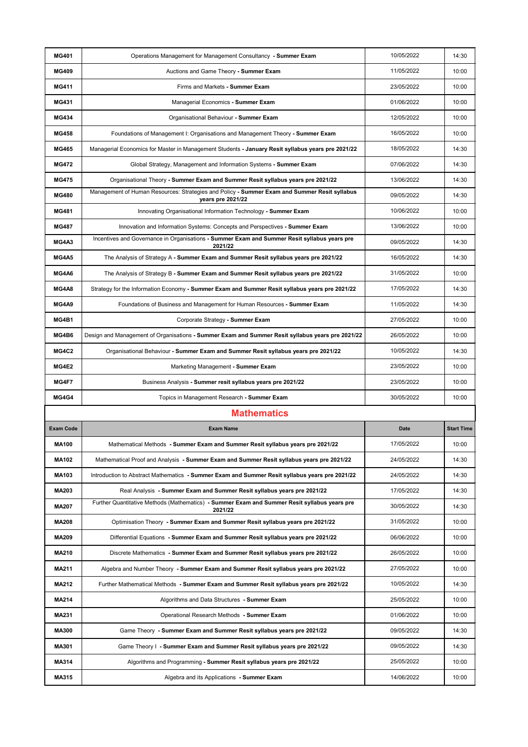| | | | |
|---|---|---|---|
| **MG401** | Operations Management for Management Consultancy **- Summer Exam** | 10/05/2022 | 14:30 |
| **MG409** | Auctions and Game Theory **- Summer Exam** | 11/05/2022 | 10:00 |
| **MG411** | Firms and Markets **- Summer Exam** | 23/05/2022 | 10:00 |
| **MG431** | Managerial Economics **- Summer Exam** | 01/06/2022 | 10:00 |
| **MG434** | Organisational Behaviour **- Summer Exam** | 12/05/2022 | 10:00 |
| **MG458** | Foundations of Management I: Organisations and Management Theory **- Summer Exam** | 16/05/2022 | 10:00 |
| **MG465** | Managerial Economics for Master in Management Students **- January Resit syllabus years pre 2021/22** | 18/05/2022 | 14:30 |
| **MG472** | Global Strategy, Management and Information Systems **- Summer Exam** | 07/06/2022 | 14:30 |
| **MG475** | Organisational Theory **- Summer Exam and Summer Resit syllabus years pre 2021/22** | 13/06/2022 | 14:30 |
| **MG480** | Management of Human Resources: Strategies and Policy **- Summer Exam and Summer Resit syllabus years pre 2021/22** | 09/05/2022 | 14:30 |
| **MG481** | Innovating Organisational Information Technology **- Summer Exam** | 10/06/2022 | 10:00 |
| **MG487** | Innovation and Information Systems: Concepts and Perspectives **- Summer Exam** | 13/06/2022 | 10:00 |
| **MG4A3** | Incentives and Governance in Organisations **- Summer Exam and Summer Resit syllabus years pre 2021/22** | 09/05/2022 | 14:30 |
| **MG4A5** | The Analysis of Strategy A **- Summer Exam and Summer Resit syllabus years pre 2021/22** | 16/05/2022 | 14:30 |
| **MG4A6** | The Analysis of Strategy B **- Summer Exam and Summer Resit syllabus years pre 2021/22** | 31/05/2022 | 10:00 |
| **MG4A8** | Strategy for the Information Economy **- Summer Exam and Summer Resit syllabus years pre 2021/22** | 17/05/2022 | 14:30 |
| **MG4A9** | Foundations of Business and Management for Human Resources **- Summer Exam** | 11/05/2022 | 14:30 |
| **MG4B1** | Corporate Strategy **- Summer Exam** | 27/05/2022 | 10:00 |
| **MG4B6** | Design and Management of Organisations **- Summer Exam and Summer Resit syllabus years pre 2021/22** | 26/05/2022 | 10:00 |
| **MG4C2** | Organisational Behaviour **- Summer Exam and Summer Resit syllabus years pre 2021/22** | 10/05/2022 | 14:30 |
| **MG4E2** | Marketing Management **- Summer Exam** | 23/05/2022 | 10:00 |
| **MG4F7** | Business Analysis **- Summer resit syllabus years pre 2021/22** | 23/05/2022 | 10:00 |
| **MG4G4** | Topics in Management Research **- Summer Exam** | 30/05/2022 | 10:00 |

## Mathematics

| Exam Code | Exam Name | Date | Start Time |
|---|---|---|---|
| **MA100** | Mathematical Methods **- Summer Exam and Summer Resit syllabus years pre 2021/22** | 17/05/2022 | 10:00 |
| **MA102** | Mathematical Proof and Analysis **- Summer Exam and Summer Resit syllabus years pre 2021/22** | 24/05/2022 | 14:30 |
| **MA103** | Introduction to Abstract Mathematics **- Summer Exam and Summer Resit syllabus years pre 2021/22** | 24/05/2022 | 14:30 |
| **MA203** | Real Analysis **- Summer Exam and Summer Resit syllabus years pre 2021/22** | 17/05/2022 | 14:30 |
| **MA207** | Further Quantitative Methods (Mathematics) **- Summer Exam and Summer Resit syllabus years pre 2021/22** | 30/05/2022 | 14:30 |
| **MA208** | Optimisation Theory **- Summer Exam and Summer Resit syllabus years pre 2021/22** | 31/05/2022 | 10:00 |
| **MA209** | Differential Equations **- Summer Exam and Summer Resit syllabus years pre 2021/22** | 06/06/2022 | 10:00 |
| **MA210** | Discrete Mathematics **- Summer Exam and Summer Resit syllabus years pre 2021/22** | 26/05/2022 | 10:00 |
| **MA211** | Algebra and Number Theory **- Summer Exam and Summer Resit syllabus years pre 2021/22** | 27/05/2022 | 10:00 |
| **MA212** | Further Mathematical Methods **- Summer Exam and Summer Resit syllabus years pre 2021/22** | 10/05/2022 | 14:30 |
| **MA214** | Algorithms and Data Structures **- Summer Exam** | 25/05/2022 | 10:00 |
| **MA231** | Operational Research Methods **- Summer Exam** | 01/06/2022 | 10:00 |
| **MA300** | Game Theory **- Summer Exam and Summer Resit syllabus years pre 2021/22** | 09/05/2022 | 14:30 |
| **MA301** | Game Theory I **- Summer Exam and Summer Resit syllabus years pre 2021/22** | 09/05/2022 | 14:30 |
| **MA314** | Algorithms and Programming **- Summer Resit syllabus years pre 2021/22** | 25/05/2022 | 10:00 |
| **MA315** | Algebra and its Applications **- Summer Exam** | 14/06/2022 | 10:00 |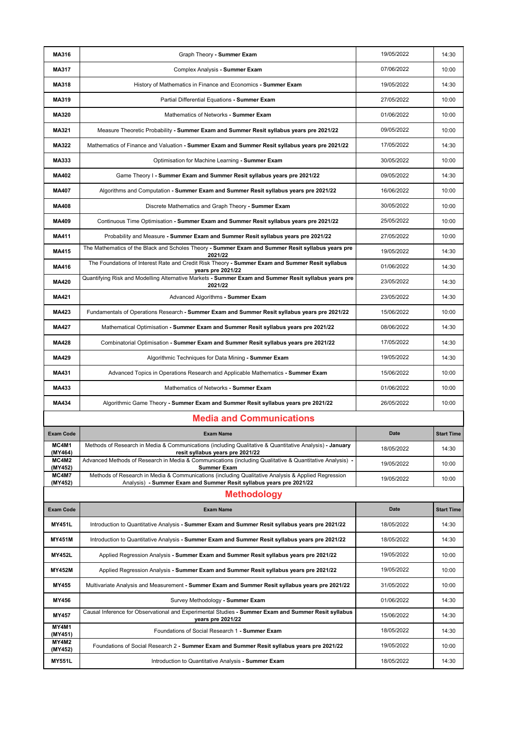| | | | |
|---|---|---|---|
| **MA316** | Graph Theory **- Summer Exam** | 19/05/2022 | 14:30 |
| **MA317** | Complex Analysis **- Summer Exam** | 07/06/2022 | 10:00 |
| **MA318** | History of Mathematics in Finance and Economics **- Summer Exam** | 19/05/2022 | 14:30 |
| **MA319** | Partial Differential Equations **- Summer Exam** | 27/05/2022 | 10:00 |
| **MA320** | Mathematics of Networks **- Summer Exam** | 01/06/2022 | 10:00 |
| **MA321** | Measure Theoretic Probability **- Summer Exam and Summer Resit syllabus years pre 2021/22** | 09/05/2022 | 10:00 |
| **MA322** | Mathematics of Finance and Valuation **- Summer Exam and Summer Resit syllabus years pre 2021/22** | 17/05/2022 | 14:30 |
| **MA333** | Optimisation for Machine Learning **- Summer Exam** | 30/05/2022 | 10:00 |
| **MA402** | Game Theory I **- Summer Exam and Summer Resit syllabus years pre 2021/22** | 09/05/2022 | 14:30 |
| **MA407** | Algorithms and Computation **- Summer Exam and Summer Resit syllabus years pre 2021/22** | 16/06/2022 | 10:00 |
| **MA408** | Discrete Mathematics and Graph Theory **- Summer Exam** | 30/05/2022 | 10:00 |
| **MA409** | Continuous Time Optimisation **- Summer Exam and Summer Resit syllabus years pre 2021/22** | 25/05/2022 | 10:00 |
| **MA411** | Probability and Measure **- Summer Exam and Summer Resit syllabus years pre 2021/22** | 27/05/2022 | 10:00 |
| **MA415** | The Mathematics of the Black and Scholes Theory **- Summer Exam and Summer Resit syllabus years pre 2021/22** | 19/05/2022 | 14:30 |
| **MA416** | The Foundations of Interest Rate and Credit Risk Theory **- Summer Exam and Summer Resit syllabus years pre 2021/22** | 01/06/2022 | 14:30 |
| **MA420** | Quantifying Risk and Modelling Alternative Markets **- Summer Exam and Summer Resit syllabus years pre 2021/22** | 23/05/2022 | 14:30 |
| **MA421** | Advanced Algorithms **- Summer Exam** | 23/05/2022 | 14:30 |
| **MA423** | Fundamentals of Operations Research **- Summer Exam and Summer Resit syllabus years pre 2021/22** | 15/06/2022 | 10:00 |
| **MA427** | Mathematical Optimisation **- Summer Exam and Summer Resit syllabus years pre 2021/22** | 08/06/2022 | 14:30 |
| **MA428** | Combinatorial Optimisation **- Summer Exam and Summer Resit syllabus years pre 2021/22** | 17/05/2022 | 14:30 |
| **MA429** | Algorithmic Techniques for Data Mining **- Summer Exam** | 19/05/2022 | 14:30 |
| **MA431** | Advanced Topics in Operations Research and Applicable Mathematics **- Summer Exam** | 15/06/2022 | 10:00 |
| **MA433** | Mathematics of Networks **- Summer Exam** | 01/06/2022 | 10:00 |
| **MA434** | Algorithmic Game Theory **- Summer Exam and Summer Resit syllabus years pre 2021/22** | 26/05/2022 | 10:00 |

## Media and Communications

| Exam Code | Exam Name | Date | Start Time |
|---|---|---|---|
| **MC4M1 (MY464)** | Methods of Research in Media & Communications (including Qualitative & Quantitative Analysis) **- January resit syllabus years pre 2021/22** | 18/05/2022 | 14:30 |
| **MC4M2 (MY452)** | Advanced Methods of Research in Media & Communications (including Qualitative & Quantitative Analysis) **- Summer Exam** | 19/05/2022 | 10:00 |
| **MC4M7 (MY452)** | Methods of Research in Media & Communications (including Qualitative Analysis & Applied Regression Analysis) **- Summer Exam and Summer Resit syllabus years pre 2021/22** | 19/05/2022 | 10:00 |

## Methodology

| Exam Code | Exam Name | Date | Start Time |
|---|---|---|---|
| **MY451L** | Introduction to Quantitative Analysis **- Summer Exam and Summer Resit syllabus years pre 2021/22** | 18/05/2022 | 14:30 |
| **MY451M** | Introduction to Quantitative Analysis **- Summer Exam and Summer Resit syllabus years pre 2021/22** | 18/05/2022 | 14:30 |
| **MY452L** | Applied Regression Analysis **- Summer Exam and Summer Resit syllabus years pre 2021/22** | 19/05/2022 | 10:00 |
| **MY452M** | Applied Regression Analysis **- Summer Exam and Summer Resit syllabus years pre 2021/22** | 19/05/2022 | 10:00 |
| **MY455** | Multivariate Analysis and Measurement **- Summer Exam and Summer Resit syllabus years pre 2021/22** | 31/05/2022 | 10:00 |
| **MY456** | Survey Methodology **- Summer Exam** | 01/06/2022 | 14:30 |
| **MY457** | Causal Inference for Observational and Experimental Studies **- Summer Exam and Summer Resit syllabus years pre 2021/22** | 15/06/2022 | 14:30 |
| **MY4M1 (MY451)** | Foundations of Social Research 1 **- Summer Exam** | 18/05/2022 | 14:30 |
| **MY4M2 (MY452)** | Foundations of Social Research 2 **- Summer Exam and Summer Resit syllabus years pre 2021/22** | 19/05/2022 | 10:00 |
| **MY551L** | Introduction to Quantitative Analysis **- Summer Exam** | 18/05/2022 | 14:30 |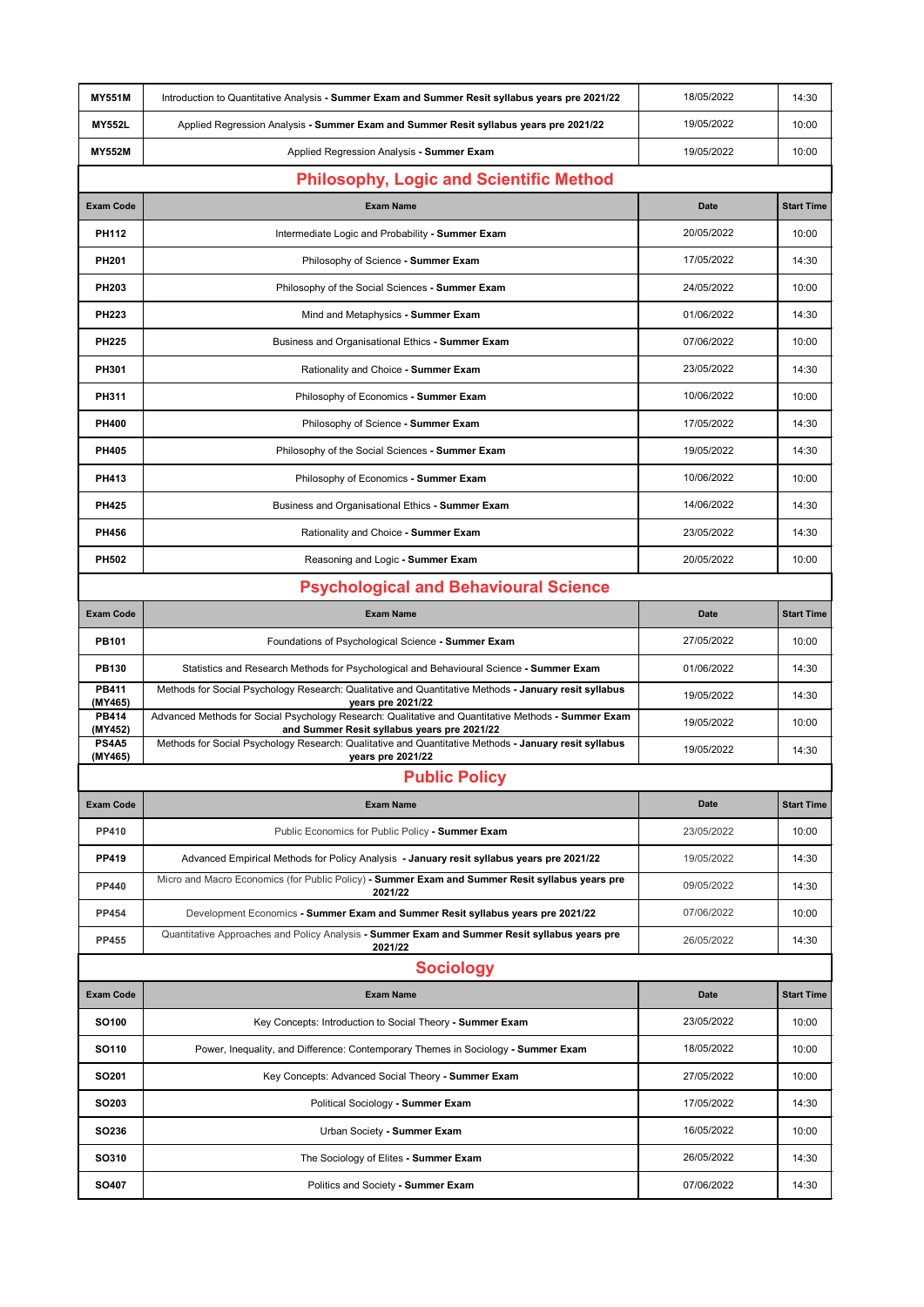| Exam Code | Exam Name | Date | Start Time |
|---|---|---|---|
| **MY551M** | Introduction to Quantitative Analysis **- Summer Exam and Summer Resit syllabus years pre 2021/22** | 18/05/2022 | 14:30 |
| **MY552L** | Applied Regression Analysis **- Summer Exam and Summer Resit syllabus years pre 2021/22** | 19/05/2022 | 10:00 |
| **MY552M** | Applied Regression Analysis **- Summer Exam** | 19/05/2022 | 10:00 |

## Philosophy, Logic and Scientific Method

| Exam Code | Exam Name | Date | Start Time |
|---|---|---|---|
| **PH112** | Intermediate Logic and Probability **- Summer Exam** | 20/05/2022 | 10:00 |
| **PH201** | Philosophy of Science **- Summer Exam** | 17/05/2022 | 14:30 |
| **PH203** | Philosophy of the Social Sciences **- Summer Exam** | 24/05/2022 | 10:00 |
| **PH223** | Mind and Metaphysics **- Summer Exam** | 01/06/2022 | 14:30 |
| **PH225** | Business and Organisational Ethics **- Summer Exam** | 07/06/2022 | 10:00 |
| **PH301** | Rationality and Choice **- Summer Exam** | 23/05/2022 | 14:30 |
| **PH311** | Philosophy of Economics **- Summer Exam** | 10/06/2022 | 10:00 |
| **PH400** | Philosophy of Science **- Summer Exam** | 17/05/2022 | 14:30 |
| **PH405** | Philosophy of the Social Sciences **- Summer Exam** | 19/05/2022 | 14:30 |
| **PH413** | Philosophy of Economics **- Summer Exam** | 10/06/2022 | 10:00 |
| **PH425** | Business and Organisational Ethics **- Summer Exam** | 14/06/2022 | 14:30 |
| **PH456** | Rationality and Choice **- Summer Exam** | 23/05/2022 | 14:30 |
| **PH502** | Reasoning and Logic **- Summer Exam** | 20/05/2022 | 10:00 |

## Psychological and Behavioural Science

| Exam Code | Exam Name | Date | Start Time |
|---|---|---|---|
| **PB101** | Foundations of Psychological Science **- Summer Exam** | 27/05/2022 | 10:00 |
| **PB130** | Statistics and Research Methods for Psychological and Behavioural Science **- Summer Exam** | 01/06/2022 | 14:30 |
| **PB411 (MY465)** | Methods for Social Psychology Research: Qualitative and Quantitative Methods **- January resit syllabus years pre 2021/22** | 19/05/2022 | 14:30 |
| **PB414 (MY452)** | Advanced Methods for Social Psychology Research: Qualitative and Quantitative Methods **- Summer Exam and Summer Resit syllabus years pre 2021/22** | 19/05/2022 | 10:00 |
| **PS4A5 (MY465)** | Methods for Social Psychology Research: Qualitative and Quantitative Methods **- January resit syllabus years pre 2021/22** | 19/05/2022 | 14:30 |

## Public Policy

| Exam Code | Exam Name | Date | Start Time |
|---|---|---|---|
| **PP410** | Public Economics for Public Policy **- Summer Exam** | 23/05/2022 | 10:00 |
| **PP419** | Advanced Empirical Methods for Policy Analysis **- January resit syllabus years pre 2021/22** | 19/05/2022 | 14:30 |
| **PP440** | Micro and Macro Economics (for Public Policy) **- Summer Exam and Summer Resit syllabus years pre 2021/22** | 09/05/2022 | 14:30 |
| **PP454** | Development Economics **- Summer Exam and Summer Resit syllabus years pre 2021/22** | 07/06/2022 | 10:00 |
| **PP455** | Quantitative Approaches and Policy Analysis **- Summer Exam and Summer Resit syllabus years pre 2021/22** | 26/05/2022 | 14:30 |

## Sociology

| Exam Code | Exam Name | Date | Start Time |
|---|---|---|---|
| **SO100** | Key Concepts: Introduction to Social Theory **- Summer Exam** | 23/05/2022 | 10:00 |
| **SO110** | Power, Inequality, and Difference: Contemporary Themes in Sociology **- Summer Exam** | 18/05/2022 | 10:00 |
| **SO201** | Key Concepts: Advanced Social Theory **- Summer Exam** | 27/05/2022 | 10:00 |
| **SO203** | Political Sociology **- Summer Exam** | 17/05/2022 | 14:30 |
| **SO236** | Urban Society **- Summer Exam** | 16/05/2022 | 10:00 |
| **SO310** | The Sociology of Elites **- Summer Exam** | 26/05/2022 | 14:30 |
| **SO407** | Politics and Society **- Summer Exam** | 07/06/2022 | 14:30 |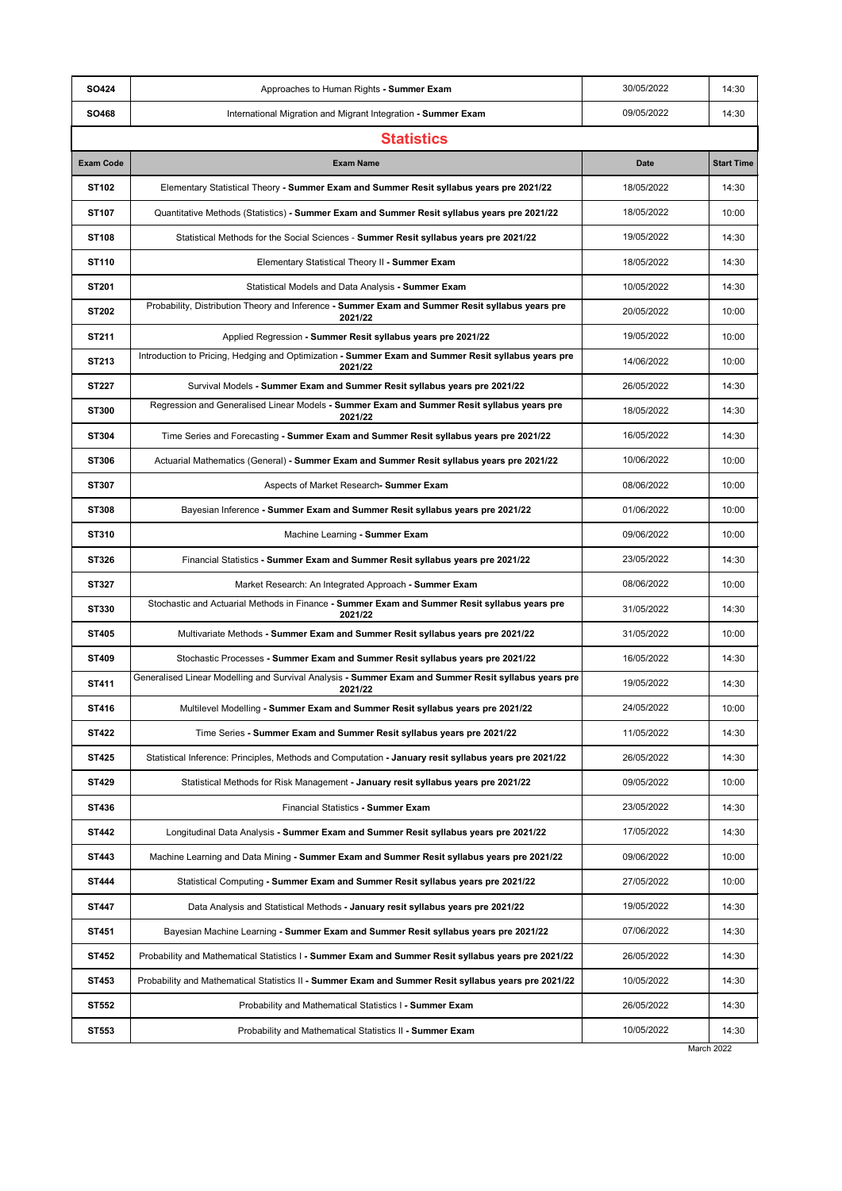| | | | |
|---|---|---|---|
| **SO424** | Approaches to Human Rights **- Summer Exam** | 30/05/2022 | 14:30 |
| **SO468** | International Migration and Migrant Integration **- Summer Exam** | 09/05/2022 | 14:30 |

## Statistics

| Exam Code | Exam Name | Date | Start Time |
|---|---|---|---|
| **ST102** | Elementary Statistical Theory **- Summer Exam and Summer Resit syllabus years pre 2021/22** | 18/05/2022 | 14:30 |
| **ST107** | Quantitative Methods (Statistics) **- Summer Exam and Summer Resit syllabus years pre 2021/22** | 18/05/2022 | 10:00 |
| **ST108** | Statistical Methods for the Social Sciences - **Summer Resit syllabus years pre 2021/22** | 19/05/2022 | 14:30 |
| **ST110** | Elementary Statistical Theory II **- Summer Exam** | 18/05/2022 | 14:30 |
| **ST201** | Statistical Models and Data Analysis **- Summer Exam** | 10/05/2022 | 14:30 |
| **ST202** | Probability, Distribution Theory and Inference **- Summer Exam and Summer Resit syllabus years pre 2021/22** | 20/05/2022 | 10:00 |
| **ST211** | Applied Regression **- Summer Resit syllabus years pre 2021/22** | 19/05/2022 | 10:00 |
| **ST213** | Introduction to Pricing, Hedging and Optimization **- Summer Exam and Summer Resit syllabus years pre 2021/22** | 14/06/2022 | 10:00 |
| **ST227** | Survival Models **- Summer Exam and Summer Resit syllabus years pre 2021/22** | 26/05/2022 | 14:30 |
| **ST300** | Regression and Generalised Linear Models **- Summer Exam and Summer Resit syllabus years pre 2021/22** | 18/05/2022 | 14:30 |
| **ST304** | Time Series and Forecasting **- Summer Exam and Summer Resit syllabus years pre 2021/22** | 16/05/2022 | 14:30 |
| **ST306** | Actuarial Mathematics (General) **- Summer Exam and Summer Resit syllabus years pre 2021/22** | 10/06/2022 | 10:00 |
| **ST307** | Aspects of Market Research**- Summer Exam** | 08/06/2022 | 10:00 |
| **ST308** | Bayesian Inference **- Summer Exam and Summer Resit syllabus years pre 2021/22** | 01/06/2022 | 10:00 |
| **ST310** | Machine Learning **- Summer Exam** | 09/06/2022 | 10:00 |
| **ST326** | Financial Statistics **- Summer Exam and Summer Resit syllabus years pre 2021/22** | 23/05/2022 | 14:30 |
| **ST327** | Market Research: An Integrated Approach **- Summer Exam** | 08/06/2022 | 10:00 |
| **ST330** | Stochastic and Actuarial Methods in Finance **- Summer Exam and Summer Resit syllabus years pre 2021/22** | 31/05/2022 | 14:30 |
| **ST405** | Multivariate Methods **- Summer Exam and Summer Resit syllabus years pre 2021/22** | 31/05/2022 | 10:00 |
| **ST409** | Stochastic Processes **- Summer Exam and Summer Resit syllabus years pre 2021/22** | 16/05/2022 | 14:30 |
| **ST411** | Generalised Linear Modelling and Survival Analysis **- Summer Exam and Summer Resit syllabus years pre 2021/22** | 19/05/2022 | 14:30 |
| **ST416** | Multilevel Modelling **- Summer Exam and Summer Resit syllabus years pre 2021/22** | 24/05/2022 | 10:00 |
| **ST422** | Time Series **- Summer Exam and Summer Resit syllabus years pre 2021/22** | 11/05/2022 | 14:30 |
| **ST425** | Statistical Inference: Principles, Methods and Computation **- January resit syllabus years pre 2021/22** | 26/05/2022 | 14:30 |
| **ST429** | Statistical Methods for Risk Management **- January resit syllabus years pre 2021/22** | 09/05/2022 | 10:00 |
| **ST436** | Financial Statistics **- Summer Exam** | 23/05/2022 | 14:30 |
| **ST442** | Longitudinal Data Analysis **- Summer Exam and Summer Resit syllabus years pre 2021/22** | 17/05/2022 | 14:30 |
| **ST443** | Machine Learning and Data Mining **- Summer Exam and Summer Resit syllabus years pre 2021/22** | 09/06/2022 | 10:00 |
| **ST444** | Statistical Computing **- Summer Exam and Summer Resit syllabus years pre 2021/22** | 27/05/2022 | 10:00 |
| **ST447** | Data Analysis and Statistical Methods **- January resit syllabus years pre 2021/22** | 19/05/2022 | 14:30 |
| **ST451** | Bayesian Machine Learning **- Summer Exam and Summer Resit syllabus years pre 2021/22** | 07/06/2022 | 14:30 |
| **ST452** | Probability and Mathematical Statistics I **- Summer Exam and Summer Resit syllabus years pre 2021/22** | 26/05/2022 | 14:30 |
| **ST453** | Probability and Mathematical Statistics II **- Summer Exam and Summer Resit syllabus years pre 2021/22** | 10/05/2022 | 14:30 |
| **ST552** | Probability and Mathematical Statistics I **- Summer Exam** | 26/05/2022 | 14:30 |
| **ST553** | Probability and Mathematical Statistics II **- Summer Exam** | 10/05/2022 | 14:30 |

March 2022